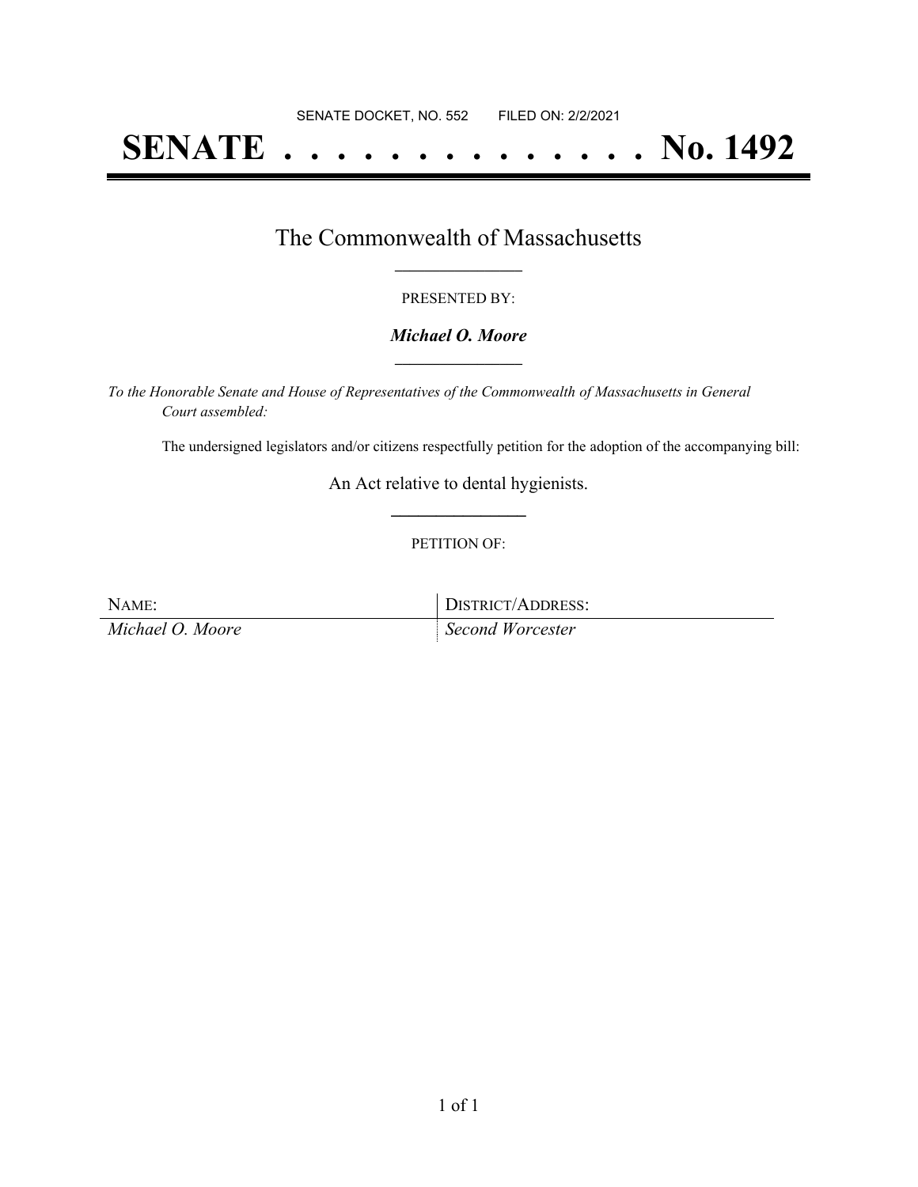SENATE DOCKET, NO. 552        FILED ON: 2/2/2021

# SENATE . . . . . . . . . . . . . . No. 1492

## The Commonwealth of Massachusetts

PRESENTED BY:

***Michael O. Moore***

*To the Honorable Senate and House of Representatives of the Commonwealth of Massachusetts in General Court assembled:*

The undersigned legislators and/or citizens respectfully petition for the adoption of the accompanying bill:

An Act relative to dental hygienists.

PETITION OF:

| NAME: | DISTRICT/ADDRESS: |
| --- | --- |
| *Michael O. Moore* | *Second Worcester* |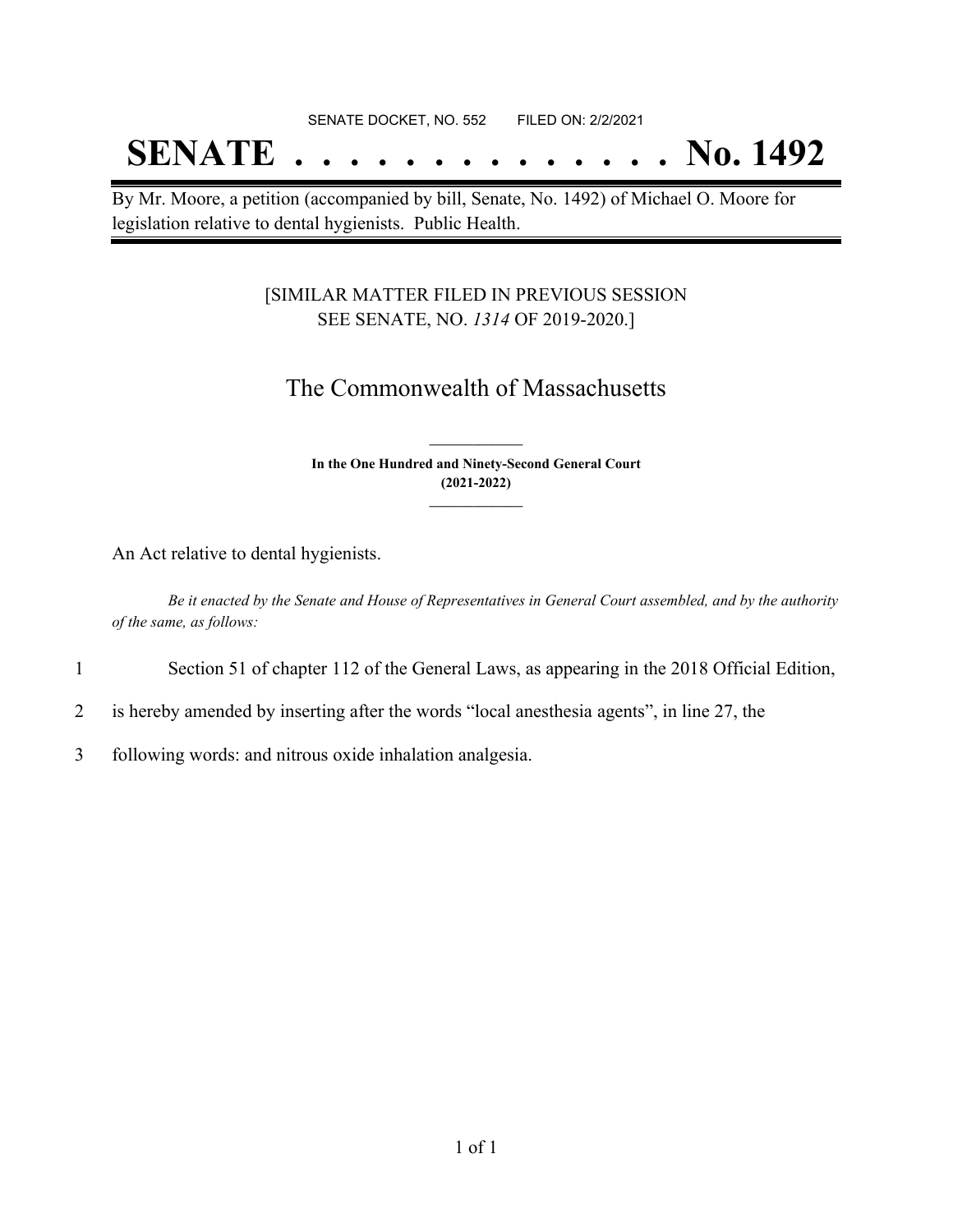SENATE DOCKET, NO. 552 FILED ON: 2/2/2021

# SENATE . . . . . . . . . . . . . . No. 1492

By Mr. Moore, a petition (accompanied by bill, Senate, No. 1492) of Michael O. Moore for legislation relative to dental hygienists. Public Health.

[SIMILAR MATTER FILED IN PREVIOUS SESSION
SEE SENATE, NO. *1314* OF 2019-2020.]

## The Commonwealth of Massachusetts

**In the One Hundred and Ninety-Second General Court**
**(2021-2022)**

An Act relative to dental hygienists.

*Be it enacted by the Senate and House of Representatives in General Court assembled, and by the authority of the same, as follows:*

1 Section 51 of chapter 112 of the General Laws, as appearing in the 2018 Official Edition,
2 is hereby amended by inserting after the words "local anesthesia agents", in line 27, the
3 following words: and nitrous oxide inhalation analgesia.